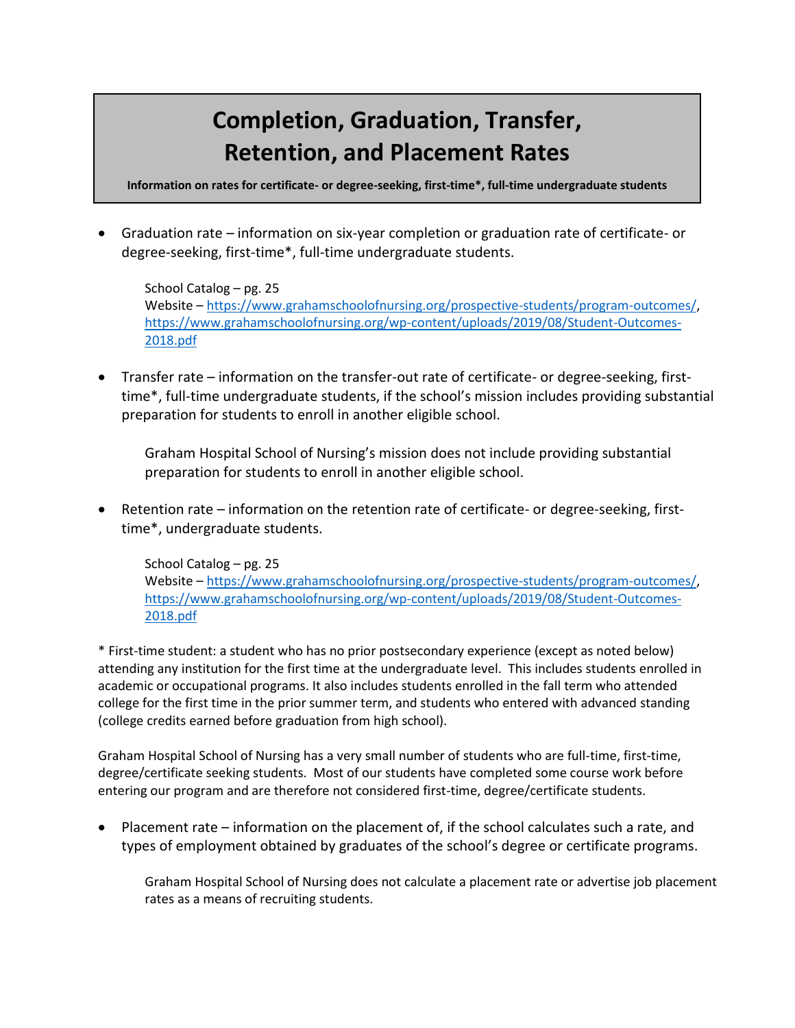# Completion, Graduation, Transfer, Retention, and Placement Rates

**Information on rates for certificate- or degree-seeking, first-time*, full-time undergraduate students**

- Graduation rate – information on six-year completion or graduation rate of certificate- or degree-seeking, first-time*, full-time undergraduate students.

  School Catalog – pg. 25
  Website – https://www.grahamschoolofnursing.org/prospective-students/program-outcomes/, https://www.grahamschoolofnursing.org/wp-content/uploads/2019/08/Student-Outcomes-2018.pdf

- Transfer rate – information on the transfer-out rate of certificate- or degree-seeking, first-time*, full-time undergraduate students, if the school's mission includes providing substantial preparation for students to enroll in another eligible school.

  Graham Hospital School of Nursing's mission does not include providing substantial preparation for students to enroll in another eligible school.

- Retention rate – information on the retention rate of certificate- or degree-seeking, first-time*, undergraduate students.

  School Catalog – pg. 25
  Website – https://www.grahamschoolofnursing.org/prospective-students/program-outcomes/, https://www.grahamschoolofnursing.org/wp-content/uploads/2019/08/Student-Outcomes-2018.pdf

* First-time student: a student who has no prior postsecondary experience (except as noted below) attending any institution for the first time at the undergraduate level. This includes students enrolled in academic or occupational programs. It also includes students enrolled in the fall term who attended college for the first time in the prior summer term, and students who entered with advanced standing (college credits earned before graduation from high school).

Graham Hospital School of Nursing has a very small number of students who are full-time, first-time, degree/certificate seeking students. Most of our students have completed some course work before entering our program and are therefore not considered first-time, degree/certificate students.

- Placement rate – information on the placement of, if the school calculates such a rate, and types of employment obtained by graduates of the school's degree or certificate programs.

  Graham Hospital School of Nursing does not calculate a placement rate or advertise job placement rates as a means of recruiting students.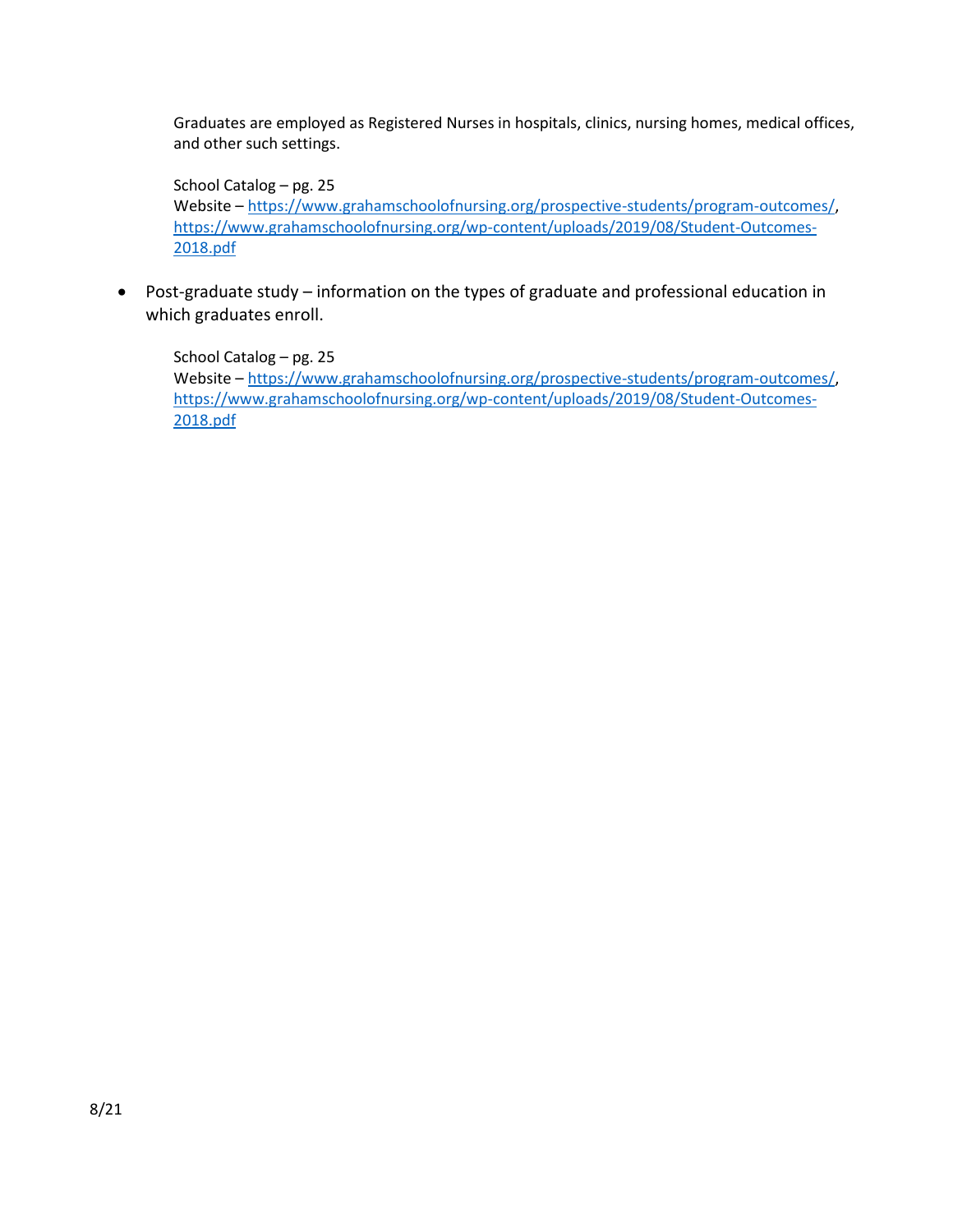Graduates are employed as Registered Nurses in hospitals, clinics, nursing homes, medical offices, and other such settings.

School Catalog – pg. 25
Website – https://www.grahamschoolofnursing.org/prospective-students/program-outcomes/, https://www.grahamschoolofnursing.org/wp-content/uploads/2019/08/Student-Outcomes-2018.pdf

- Post-graduate study – information on the types of graduate and professional education in which graduates enroll.

  School Catalog – pg. 25
  Website – https://www.grahamschoolofnursing.org/prospective-students/program-outcomes/, https://www.grahamschoolofnursing.org/wp-content/uploads/2019/08/Student-Outcomes-2018.pdf

8/21